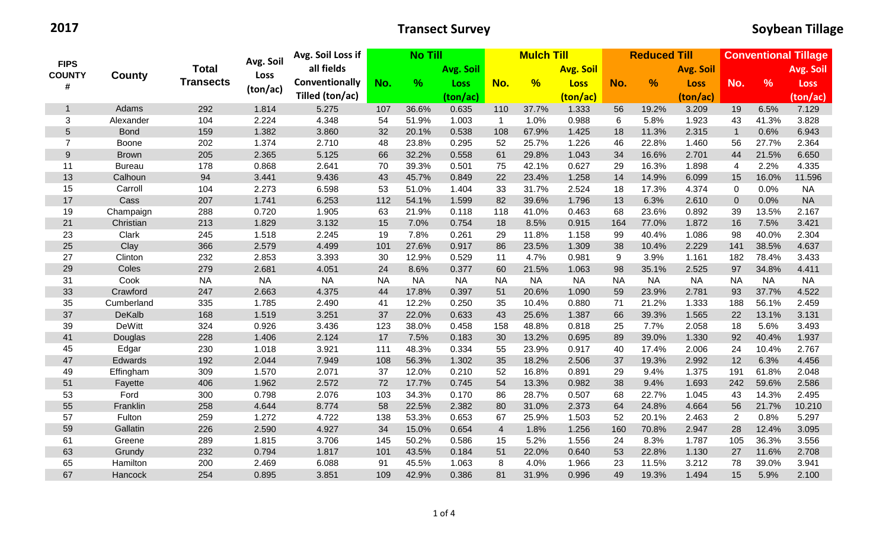**2017** **Transect Survey** **Soybean Tillage**

| FIPS COUNTY # | County | Total Transects | Avg. Soil Loss (ton/ac) | Avg. Soil Loss if all fields Conventionally Tilled (ton/ac) | No Till | | | Mulch Till | | | Reduced Till | | | Conventional Tillage | | |
|---|---|---|---|---|---|---|---|---|---|---|---|---|---|---|---|---|
| | | | | | No. | % | Avg. Soil Loss (ton/ac) | No. | % | Avg. Soil Loss (ton/ac) | No. | % | Avg. Soil Loss (ton/ac) | No. | % | Avg. Soil Loss (ton/ac) |
| 1 | Adams | 292 | 1.814 | 5.275 | 107 | 36.6% | 0.635 | 110 | 37.7% | 1.333 | 56 | 19.2% | 3.209 | 19 | 6.5% | 7.129 |
| 3 | Alexander | 104 | 2.224 | 4.348 | 54 | 51.9% | 1.003 | 1 | 1.0% | 0.988 | 6 | 5.8% | 1.923 | 43 | 41.3% | 3.828 |
| 5 | Bond | 159 | 1.382 | 3.860 | 32 | 20.1% | 0.538 | 108 | 67.9% | 1.425 | 18 | 11.3% | 2.315 | 1 | 0.6% | 6.943 |
| 7 | Boone | 202 | 1.374 | 2.710 | 48 | 23.8% | 0.295 | 52 | 25.7% | 1.226 | 46 | 22.8% | 1.460 | 56 | 27.7% | 2.364 |
| 9 | Brown | 205 | 2.365 | 5.125 | 66 | 32.2% | 0.558 | 61 | 29.8% | 1.043 | 34 | 16.6% | 2.701 | 44 | 21.5% | 6.650 |
| 11 | Bureau | 178 | 0.868 | 2.641 | 70 | 39.3% | 0.501 | 75 | 42.1% | 0.627 | 29 | 16.3% | 1.898 | 4 | 2.2% | 4.335 |
| 13 | Calhoun | 94 | 3.441 | 9.436 | 43 | 45.7% | 0.849 | 22 | 23.4% | 1.258 | 14 | 14.9% | 6.099 | 15 | 16.0% | 11.596 |
| 15 | Carroll | 104 | 2.273 | 6.598 | 53 | 51.0% | 1.404 | 33 | 31.7% | 2.524 | 18 | 17.3% | 4.374 | 0 | 0.0% | NA |
| 17 | Cass | 207 | 1.741 | 6.253 | 112 | 54.1% | 1.599 | 82 | 39.6% | 1.796 | 13 | 6.3% | 2.610 | 0 | 0.0% | NA |
| 19 | Champaign | 288 | 0.720 | 1.905 | 63 | 21.9% | 0.118 | 118 | 41.0% | 0.463 | 68 | 23.6% | 0.892 | 39 | 13.5% | 2.167 |
| 21 | Christian | 213 | 1.829 | 3.132 | 15 | 7.0% | 0.754 | 18 | 8.5% | 0.915 | 164 | 77.0% | 1.872 | 16 | 7.5% | 3.421 |
| 23 | Clark | 245 | 1.518 | 2.245 | 19 | 7.8% | 0.261 | 29 | 11.8% | 1.158 | 99 | 40.4% | 1.086 | 98 | 40.0% | 2.304 |
| 25 | Clay | 366 | 2.579 | 4.499 | 101 | 27.6% | 0.917 | 86 | 23.5% | 1.309 | 38 | 10.4% | 2.229 | 141 | 38.5% | 4.637 |
| 27 | Clinton | 232 | 2.853 | 3.393 | 30 | 12.9% | 0.529 | 11 | 4.7% | 0.981 | 9 | 3.9% | 1.161 | 182 | 78.4% | 3.433 |
| 29 | Coles | 279 | 2.681 | 4.051 | 24 | 8.6% | 0.377 | 60 | 21.5% | 1.063 | 98 | 35.1% | 2.525 | 97 | 34.8% | 4.411 |
| 31 | Cook | NA | NA | NA | NA | NA | NA | NA | NA | NA | NA | NA | NA | NA | NA | NA |
| 33 | Crawford | 247 | 2.663 | 4.375 | 44 | 17.8% | 0.397 | 51 | 20.6% | 1.090 | 59 | 23.9% | 2.781 | 93 | 37.7% | 4.522 |
| 35 | Cumberland | 335 | 1.785 | 2.490 | 41 | 12.2% | 0.250 | 35 | 10.4% | 0.880 | 71 | 21.2% | 1.333 | 188 | 56.1% | 2.459 |
| 37 | DeKalb | 168 | 1.519 | 3.251 | 37 | 22.0% | 0.633 | 43 | 25.6% | 1.387 | 66 | 39.3% | 1.565 | 22 | 13.1% | 3.131 |
| 39 | DeWitt | 324 | 0.926 | 3.436 | 123 | 38.0% | 0.458 | 158 | 48.8% | 0.818 | 25 | 7.7% | 2.058 | 18 | 5.6% | 3.493 |
| 41 | Douglas | 228 | 1.406 | 2.124 | 17 | 7.5% | 0.183 | 30 | 13.2% | 0.695 | 89 | 39.0% | 1.330 | 92 | 40.4% | 1.937 |
| 45 | Edgar | 230 | 1.018 | 3.921 | 111 | 48.3% | 0.334 | 55 | 23.9% | 0.917 | 40 | 17.4% | 2.006 | 24 | 10.4% | 2.767 |
| 47 | Edwards | 192 | 2.044 | 7.949 | 108 | 56.3% | 1.302 | 35 | 18.2% | 2.506 | 37 | 19.3% | 2.992 | 12 | 6.3% | 4.456 |
| 49 | Effingham | 309 | 1.570 | 2.071 | 37 | 12.0% | 0.210 | 52 | 16.8% | 0.891 | 29 | 9.4% | 1.375 | 191 | 61.8% | 2.048 |
| 51 | Fayette | 406 | 1.962 | 2.572 | 72 | 17.7% | 0.745 | 54 | 13.3% | 0.982 | 38 | 9.4% | 1.693 | 242 | 59.6% | 2.586 |
| 53 | Ford | 300 | 0.798 | 2.076 | 103 | 34.3% | 0.170 | 86 | 28.7% | 0.507 | 68 | 22.7% | 1.045 | 43 | 14.3% | 2.495 |
| 55 | Franklin | 258 | 4.644 | 8.774 | 58 | 22.5% | 2.382 | 80 | 31.0% | 2.373 | 64 | 24.8% | 4.664 | 56 | 21.7% | 10.210 |
| 57 | Fulton | 259 | 1.272 | 4.722 | 138 | 53.3% | 0.653 | 67 | 25.9% | 1.503 | 52 | 20.1% | 2.463 | 2 | 0.8% | 5.297 |
| 59 | Gallatin | 226 | 2.590 | 4.927 | 34 | 15.0% | 0.654 | 4 | 1.8% | 1.256 | 160 | 70.8% | 2.947 | 28 | 12.4% | 3.095 |
| 61 | Greene | 289 | 1.815 | 3.706 | 145 | 50.2% | 0.586 | 15 | 5.2% | 1.556 | 24 | 8.3% | 1.787 | 105 | 36.3% | 3.556 |
| 63 | Grundy | 232 | 0.794 | 1.817 | 101 | 43.5% | 0.184 | 51 | 22.0% | 0.640 | 53 | 22.8% | 1.130 | 27 | 11.6% | 2.708 |
| 65 | Hamilton | 200 | 2.469 | 6.088 | 91 | 45.5% | 1.063 | 8 | 4.0% | 1.966 | 23 | 11.5% | 3.212 | 78 | 39.0% | 3.941 |
| 67 | Hancock | 254 | 0.895 | 3.851 | 109 | 42.9% | 0.386 | 81 | 31.9% | 0.996 | 49 | 19.3% | 1.494 | 15 | 5.9% | 2.100 |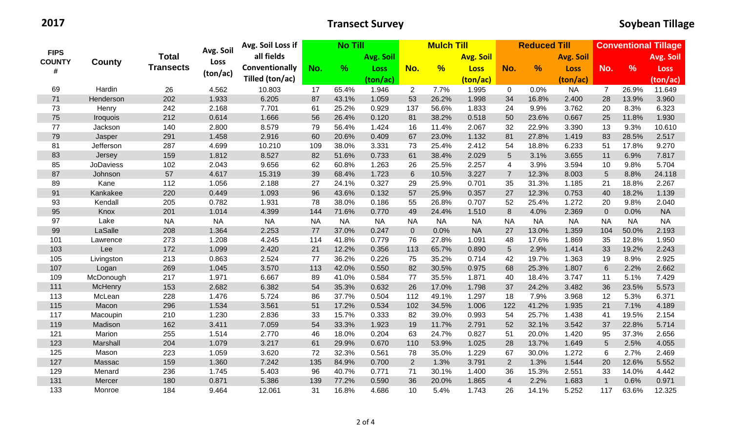**2017** **Transect Survey** **Soybean Tillage**

| FIPS COUNTY # | County | Total Transects | Avg. Soil Loss (ton/ac) | Avg. Soil Loss if all fields Conventionally Tilled (ton/ac) | No Till | | | Mulch Till | | | Reduced Till | | | Conventional Tillage | | |
|---|---|---|---|---|---|---|---|---|---|---|---|---|---|---|---|---|
| | | | | | No. | % | Avg. Soil Loss (ton/ac) | No. | % | Avg. Soil Loss (ton/ac) | No. | % | Avg. Soil Loss (ton/ac) | No. | % | Avg. Soil Loss (ton/ac) |
| 69 | Hardin | 26 | 4.562 | 10.803 | 17 | 65.4% | 1.946 | 2 | 7.7% | 1.995 | 0 | 0.0% | NA | 7 | 26.9% | 11.649 |
| 71 | Henderson | 202 | 1.933 | 6.205 | 87 | 43.1% | 1.059 | 53 | 26.2% | 1.998 | 34 | 16.8% | 2.400 | 28 | 13.9% | 3.960 |
| 73 | Henry | 242 | 2.168 | 7.701 | 61 | 25.2% | 0.929 | 137 | 56.6% | 1.833 | 24 | 9.9% | 3.762 | 20 | 8.3% | 6.323 |
| 75 | Iroquois | 212 | 0.614 | 1.666 | 56 | 26.4% | 0.120 | 81 | 38.2% | 0.518 | 50 | 23.6% | 0.667 | 25 | 11.8% | 1.930 |
| 77 | Jackson | 140 | 2.800 | 8.579 | 79 | 56.4% | 1.424 | 16 | 11.4% | 2.067 | 32 | 22.9% | 3.390 | 13 | 9.3% | 10.610 |
| 79 | Jasper | 291 | 1.458 | 2.916 | 60 | 20.6% | 0.409 | 67 | 23.0% | 1.132 | 81 | 27.8% | 1.419 | 83 | 28.5% | 2.517 |
| 81 | Jefferson | 287 | 4.699 | 10.210 | 109 | 38.0% | 3.331 | 73 | 25.4% | 2.412 | 54 | 18.8% | 6.233 | 51 | 17.8% | 9.270 |
| 83 | Jersey | 159 | 1.812 | 8.527 | 82 | 51.6% | 0.733 | 61 | 38.4% | 2.029 | 5 | 3.1% | 3.655 | 11 | 6.9% | 7.817 |
| 85 | JoDaviess | 102 | 2.043 | 9.656 | 62 | 60.8% | 1.263 | 26 | 25.5% | 2.257 | 4 | 3.9% | 3.594 | 10 | 9.8% | 5.704 |
| 87 | Johnson | 57 | 4.617 | 15.319 | 39 | 68.4% | 1.723 | 6 | 10.5% | 3.227 | 7 | 12.3% | 8.003 | 5 | 8.8% | 24.118 |
| 89 | Kane | 112 | 1.056 | 2.188 | 27 | 24.1% | 0.327 | 29 | 25.9% | 0.701 | 35 | 31.3% | 1.185 | 21 | 18.8% | 2.267 |
| 91 | Kankakee | 220 | 0.449 | 1.093 | 96 | 43.6% | 0.132 | 57 | 25.9% | 0.357 | 27 | 12.3% | 0.753 | 40 | 18.2% | 1.139 |
| 93 | Kendall | 205 | 0.782 | 1.931 | 78 | 38.0% | 0.186 | 55 | 26.8% | 0.707 | 52 | 25.4% | 1.272 | 20 | 9.8% | 2.040 |
| 95 | Knox | 201 | 1.014 | 4.399 | 144 | 71.6% | 0.770 | 49 | 24.4% | 1.510 | 8 | 4.0% | 2.369 | 0 | 0.0% | NA |
| 97 | Lake | NA | NA | NA | NA | NA | NA | NA | NA | NA | NA | NA | NA | NA | NA | NA |
| 99 | LaSalle | 208 | 1.364 | 2.253 | 77 | 37.0% | 0.247 | 0 | 0.0% | NA | 27 | 13.0% | 1.359 | 104 | 50.0% | 2.193 |
| 101 | Lawrence | 273 | 1.208 | 4.245 | 114 | 41.8% | 0.779 | 76 | 27.8% | 1.091 | 48 | 17.6% | 1.869 | 35 | 12.8% | 1.950 |
| 103 | Lee | 172 | 1.099 | 2.420 | 21 | 12.2% | 0.356 | 113 | 65.7% | 0.890 | 5 | 2.9% | 1.414 | 33 | 19.2% | 2.243 |
| 105 | Livingston | 213 | 0.863 | 2.524 | 77 | 36.2% | 0.226 | 75 | 35.2% | 0.714 | 42 | 19.7% | 1.363 | 19 | 8.9% | 2.925 |
| 107 | Logan | 269 | 1.045 | 3.570 | 113 | 42.0% | 0.550 | 82 | 30.5% | 0.975 | 68 | 25.3% | 1.807 | 6 | 2.2% | 2.662 |
| 109 | McDonough | 217 | 1.971 | 6.667 | 89 | 41.0% | 0.584 | 77 | 35.5% | 1.871 | 40 | 18.4% | 3.747 | 11 | 5.1% | 7.429 |
| 111 | McHenry | 153 | 2.682 | 6.382 | 54 | 35.3% | 0.632 | 26 | 17.0% | 1.798 | 37 | 24.2% | 3.482 | 36 | 23.5% | 5.573 |
| 113 | McLean | 228 | 1.476 | 5.724 | 86 | 37.7% | 0.504 | 112 | 49.1% | 1.297 | 18 | 7.9% | 3.968 | 12 | 5.3% | 6.371 |
| 115 | Macon | 296 | 1.534 | 3.561 | 51 | 17.2% | 0.534 | 102 | 34.5% | 1.006 | 122 | 41.2% | 1.935 | 21 | 7.1% | 4.189 |
| 117 | Macoupin | 210 | 1.230 | 2.836 | 33 | 15.7% | 0.333 | 82 | 39.0% | 0.993 | 54 | 25.7% | 1.438 | 41 | 19.5% | 2.154 |
| 119 | Madison | 162 | 3.411 | 7.059 | 54 | 33.3% | 1.923 | 19 | 11.7% | 2.791 | 52 | 32.1% | 3.542 | 37 | 22.8% | 5.714 |
| 121 | Marion | 255 | 1.514 | 2.770 | 46 | 18.0% | 0.204 | 63 | 24.7% | 0.827 | 51 | 20.0% | 1.420 | 95 | 37.3% | 2.656 |
| 123 | Marshall | 204 | 1.079 | 3.217 | 61 | 29.9% | 0.670 | 110 | 53.9% | 1.025 | 28 | 13.7% | 1.649 | 5 | 2.5% | 4.055 |
| 125 | Mason | 223 | 1.059 | 3.620 | 72 | 32.3% | 0.561 | 78 | 35.0% | 1.229 | 67 | 30.0% | 1.272 | 6 | 2.7% | 2.469 |
| 127 | Massac | 159 | 1.360 | 7.242 | 135 | 84.9% | 0.700 | 2 | 1.3% | 3.791 | 2 | 1.3% | 1.544 | 20 | 12.6% | 5.552 |
| 129 | Menard | 236 | 1.745 | 5.403 | 96 | 40.7% | 0.771 | 71 | 30.1% | 1.400 | 36 | 15.3% | 2.551 | 33 | 14.0% | 4.442 |
| 131 | Mercer | 180 | 0.871 | 5.386 | 139 | 77.2% | 0.590 | 36 | 20.0% | 1.865 | 4 | 2.2% | 1.683 | 1 | 0.6% | 0.971 |
| 133 | Monroe | 184 | 9.464 | 12.061 | 31 | 16.8% | 4.686 | 10 | 5.4% | 1.743 | 26 | 14.1% | 5.252 | 117 | 63.6% | 12.325 |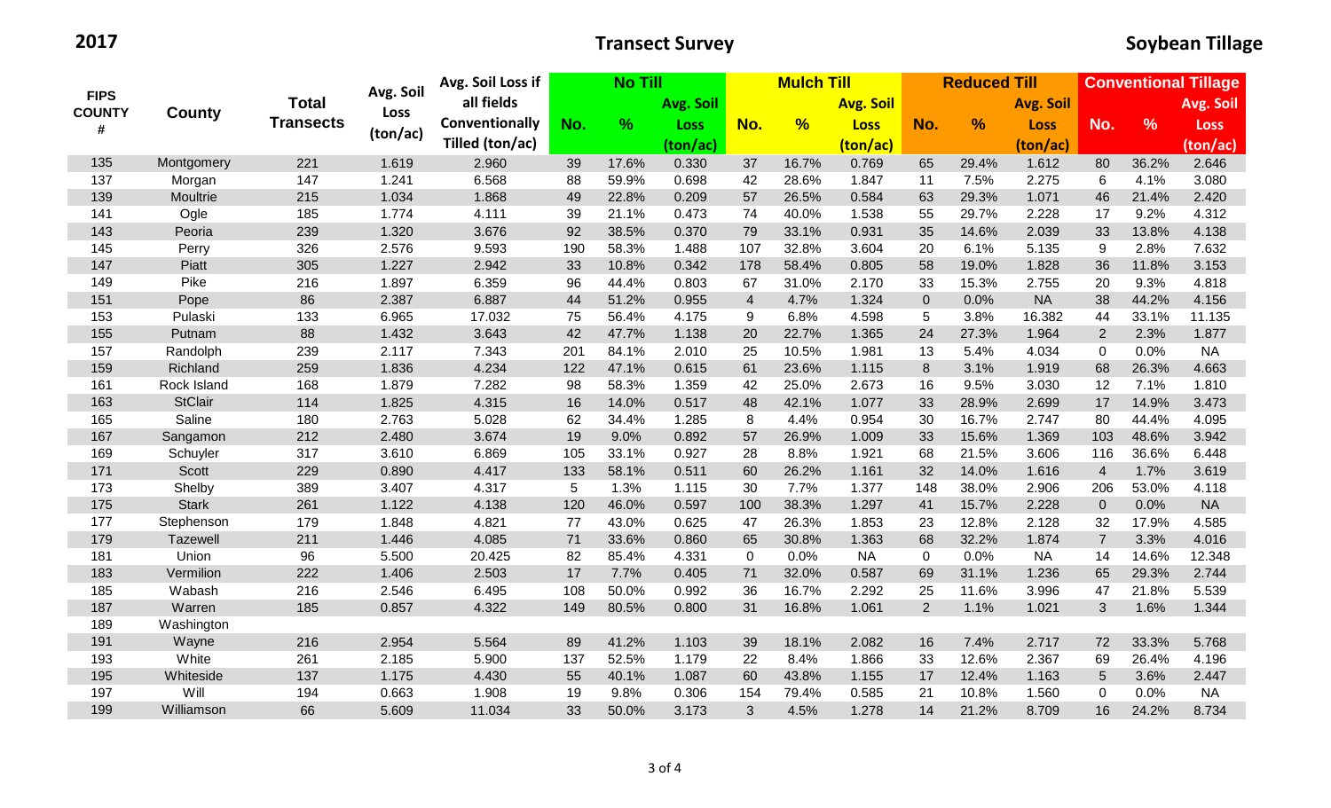**2017** **Transect Survey** **Soybean Tillage**

| FIPS COUNTY # | County | Total Transects | Avg. Soil Loss (ton/ac) | Avg. Soil Loss if all fields Conventionally Tilled (ton/ac) | No Till | | | Mulch Till | | | Reduced Till | | | Conventional Tillage | | |
|---|---|---|---|---|---|---|---|---|---|---|---|---|---|---|---|---|
| | | | | | No. | % | Avg. Soil Loss (ton/ac) | No. | % | Avg. Soil Loss (ton/ac) | No. | % | Avg. Soil Loss (ton/ac) | No. | % | Avg. Soil Loss (ton/ac) |
| 135 | Montgomery | 221 | 1.619 | 2.960 | 39 | 17.6% | 0.330 | 37 | 16.7% | 0.769 | 65 | 29.4% | 1.612 | 80 | 36.2% | 2.646 |
| 137 | Morgan | 147 | 1.241 | 6.568 | 88 | 59.9% | 0.698 | 42 | 28.6% | 1.847 | 11 | 7.5% | 2.275 | 6 | 4.1% | 3.080 |
| 139 | Moultrie | 215 | 1.034 | 1.868 | 49 | 22.8% | 0.209 | 57 | 26.5% | 0.584 | 63 | 29.3% | 1.071 | 46 | 21.4% | 2.420 |
| 141 | Ogle | 185 | 1.774 | 4.111 | 39 | 21.1% | 0.473 | 74 | 40.0% | 1.538 | 55 | 29.7% | 2.228 | 17 | 9.2% | 4.312 |
| 143 | Peoria | 239 | 1.320 | 3.676 | 92 | 38.5% | 0.370 | 79 | 33.1% | 0.931 | 35 | 14.6% | 2.039 | 33 | 13.8% | 4.138 |
| 145 | Perry | 326 | 2.576 | 9.593 | 190 | 58.3% | 1.488 | 107 | 32.8% | 3.604 | 20 | 6.1% | 5.135 | 9 | 2.8% | 7.632 |
| 147 | Piatt | 305 | 1.227 | 2.942 | 33 | 10.8% | 0.342 | 178 | 58.4% | 0.805 | 58 | 19.0% | 1.828 | 36 | 11.8% | 3.153 |
| 149 | Pike | 216 | 1.897 | 6.359 | 96 | 44.4% | 0.803 | 67 | 31.0% | 2.170 | 33 | 15.3% | 2.755 | 20 | 9.3% | 4.818 |
| 151 | Pope | 86 | 2.387 | 6.887 | 44 | 51.2% | 0.955 | 4 | 4.7% | 1.324 | 0 | 0.0% | NA | 38 | 44.2% | 4.156 |
| 153 | Pulaski | 133 | 6.965 | 17.032 | 75 | 56.4% | 4.175 | 9 | 6.8% | 4.598 | 5 | 3.8% | 16.382 | 44 | 33.1% | 11.135 |
| 155 | Putnam | 88 | 1.432 | 3.643 | 42 | 47.7% | 1.138 | 20 | 22.7% | 1.365 | 24 | 27.3% | 1.964 | 2 | 2.3% | 1.877 |
| 157 | Randolph | 239 | 2.117 | 7.343 | 201 | 84.1% | 2.010 | 25 | 10.5% | 1.981 | 13 | 5.4% | 4.034 | 0 | 0.0% | NA |
| 159 | Richland | 259 | 1.836 | 4.234 | 122 | 47.1% | 0.615 | 61 | 23.6% | 1.115 | 8 | 3.1% | 1.919 | 68 | 26.3% | 4.663 |
| 161 | Rock Island | 168 | 1.879 | 7.282 | 98 | 58.3% | 1.359 | 42 | 25.0% | 2.673 | 16 | 9.5% | 3.030 | 12 | 7.1% | 1.810 |
| 163 | StClair | 114 | 1.825 | 4.315 | 16 | 14.0% | 0.517 | 48 | 42.1% | 1.077 | 33 | 28.9% | 2.699 | 17 | 14.9% | 3.473 |
| 165 | Saline | 180 | 2.763 | 5.028 | 62 | 34.4% | 1.285 | 8 | 4.4% | 0.954 | 30 | 16.7% | 2.747 | 80 | 44.4% | 4.095 |
| 167 | Sangamon | 212 | 2.480 | 3.674 | 19 | 9.0% | 0.892 | 57 | 26.9% | 1.009 | 33 | 15.6% | 1.369 | 103 | 48.6% | 3.942 |
| 169 | Schuyler | 317 | 3.610 | 6.869 | 105 | 33.1% | 0.927 | 28 | 8.8% | 1.921 | 68 | 21.5% | 3.606 | 116 | 36.6% | 6.448 |
| 171 | Scott | 229 | 0.890 | 4.417 | 133 | 58.1% | 0.511 | 60 | 26.2% | 1.161 | 32 | 14.0% | 1.616 | 4 | 1.7% | 3.619 |
| 173 | Shelby | 389 | 3.407 | 4.317 | 5 | 1.3% | 1.115 | 30 | 7.7% | 1.377 | 148 | 38.0% | 2.906 | 206 | 53.0% | 4.118 |
| 175 | Stark | 261 | 1.122 | 4.138 | 120 | 46.0% | 0.597 | 100 | 38.3% | 1.297 | 41 | 15.7% | 2.228 | 0 | 0.0% | NA |
| 177 | Stephenson | 179 | 1.848 | 4.821 | 77 | 43.0% | 0.625 | 47 | 26.3% | 1.853 | 23 | 12.8% | 2.128 | 32 | 17.9% | 4.585 |
| 179 | Tazewell | 211 | 1.446 | 4.085 | 71 | 33.6% | 0.860 | 65 | 30.8% | 1.363 | 68 | 32.2% | 1.874 | 7 | 3.3% | 4.016 |
| 181 | Union | 96 | 5.500 | 20.425 | 82 | 85.4% | 4.331 | 0 | 0.0% | NA | 0 | 0.0% | NA | 14 | 14.6% | 12.348 |
| 183 | Vermilion | 222 | 1.406 | 2.503 | 17 | 7.7% | 0.405 | 71 | 32.0% | 0.587 | 69 | 31.1% | 1.236 | 65 | 29.3% | 2.744 |
| 185 | Wabash | 216 | 2.546 | 6.495 | 108 | 50.0% | 0.992 | 36 | 16.7% | 2.292 | 25 | 11.6% | 3.996 | 47 | 21.8% | 5.539 |
| 187 | Warren | 185 | 0.857 | 4.322 | 149 | 80.5% | 0.800 | 31 | 16.8% | 1.061 | 2 | 1.1% | 1.021 | 3 | 1.6% | 1.344 |
| 189 | Washington | | | | | | | | | | | | | | | |
| 191 | Wayne | 216 | 2.954 | 5.564 | 89 | 41.2% | 1.103 | 39 | 18.1% | 2.082 | 16 | 7.4% | 2.717 | 72 | 33.3% | 5.768 |
| 193 | White | 261 | 2.185 | 5.900 | 137 | 52.5% | 1.179 | 22 | 8.4% | 1.866 | 33 | 12.6% | 2.367 | 69 | 26.4% | 4.196 |
| 195 | Whiteside | 137 | 1.175 | 4.430 | 55 | 40.1% | 1.087 | 60 | 43.8% | 1.155 | 17 | 12.4% | 1.163 | 5 | 3.6% | 2.447 |
| 197 | Will | 194 | 0.663 | 1.908 | 19 | 9.8% | 0.306 | 154 | 79.4% | 0.585 | 21 | 10.8% | 1.560 | 0 | 0.0% | NA |
| 199 | Williamson | 66 | 5.609 | 11.034 | 33 | 50.0% | 3.173 | 3 | 4.5% | 1.278 | 14 | 21.2% | 8.709 | 16 | 24.2% | 8.734 |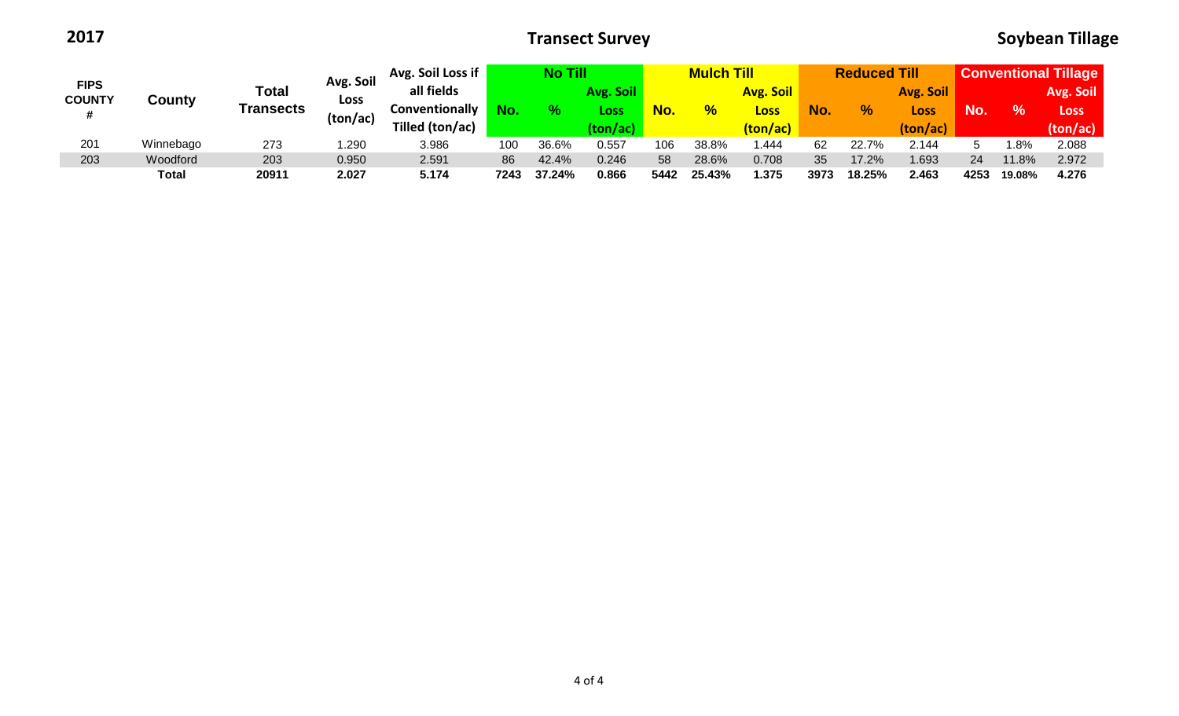**2017** **Transect Survey** **Soybean Tillage**

| FIPS COUNTY # | County | Total Transects | Avg. Soil Loss (ton/ac) | Avg. Soil Loss if all fields Conventionally Tilled (ton/ac) | No Till | | | Mulch Till | | | Reduced Till | | | Conventional Tillage | | |
|---|---|---|---|---|---|---|---|---|---|---|---|---|---|---|---|---|
| | | | | | No. | % | Avg. Soil Loss (ton/ac) | No. | % | Avg. Soil Loss (ton/ac) | No. | % | Avg. Soil Loss (ton/ac) | No. | % | Avg. Soil Loss (ton/ac) |
| 201 | Winnebago | 273 | 1.290 | 3.986 | 100 | 36.6% | 0.557 | 106 | 38.8% | 1.444 | 62 | 22.7% | 2.144 | 5 | 1.8% | 2.088 |
| 203 | Woodford | 203 | 0.950 | 2.591 | 86 | 42.4% | 0.246 | 58 | 28.6% | 0.708 | 35 | 17.2% | 1.693 | 24 | 11.8% | 2.972 |
| | **Total** | **20911** | **2.027** | **5.174** | **7243** | **37.24%** | **0.866** | **5442** | **25.43%** | **1.375** | **3973** | **18.25%** | **2.463** | **4253** | **19.08%** | **4.276** |